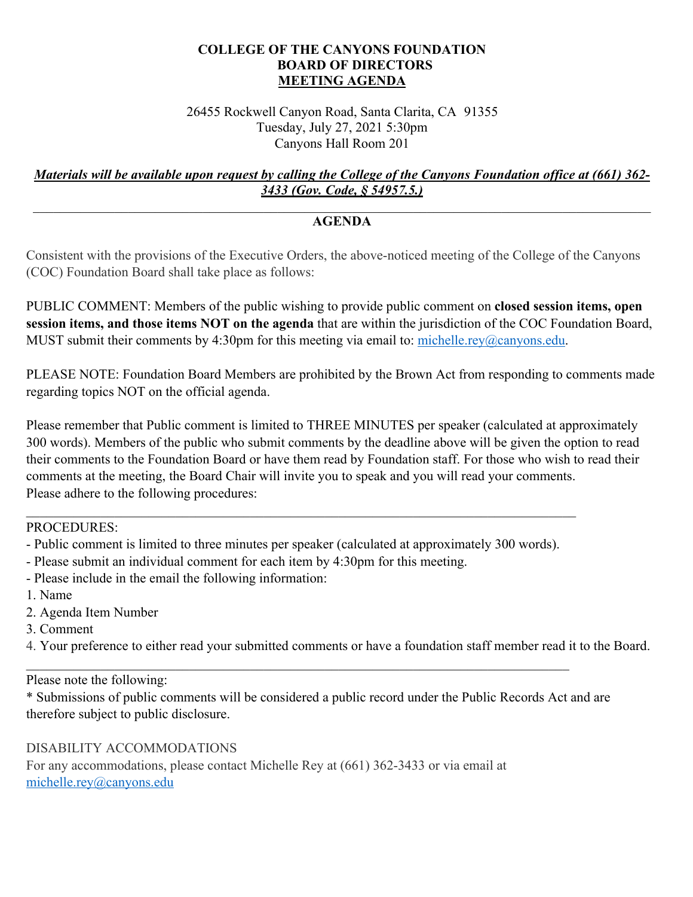# COLLEGE OF THE CANYONS FOUNDATION
## BOARD OF DIRECTORS
## MEETING AGENDA

26455 Rockwell Canyon Road, Santa Clarita, CA 91355
Tuesday, July 27, 2021 5:30pm
Canyons Hall Room 201

***Materials will be available upon request by calling the College of the Canyons Foundation office at (661) 362-3433 (Gov. Code, § 54957.5.)***

---

## AGENDA

Consistent with the provisions of the Executive Orders, the above-noticed meeting of the College of the Canyons (COC) Foundation Board shall take place as follows:

PUBLIC COMMENT: Members of the public wishing to provide public comment on **closed session items, open session items, and those items NOT on the agenda** that are within the jurisdiction of the COC Foundation Board, MUST submit their comments by 4:30pm for this meeting via email to: michelle.rey@canyons.edu.

PLEASE NOTE: Foundation Board Members are prohibited by the Brown Act from responding to comments made regarding topics NOT on the official agenda.

Please remember that Public comment is limited to THREE MINUTES per speaker (calculated at approximately 300 words). Members of the public who submit comments by the deadline above will be given the option to read their comments to the Foundation Board or have them read by Foundation staff. For those who wish to read their comments at the meeting, the Board Chair will invite you to speak and you will read your comments.
Please adhere to the following procedures:

---

PROCEDURES:

- Public comment is limited to three minutes per speaker (calculated at approximately 300 words).
- Please submit an individual comment for each item by 4:30pm for this meeting.
- Please include in the email the following information:

1. Name
2. Agenda Item Number
3. Comment
4. Your preference to either read your submitted comments or have a foundation staff member read it to the Board.

---

Please note the following:

* Submissions of public comments will be considered a public record under the Public Records Act and are therefore subject to public disclosure.

DISABILITY ACCOMMODATIONS

For any accommodations, please contact Michelle Rey at (661) 362-3433 or via email at michelle.rey@canyons.edu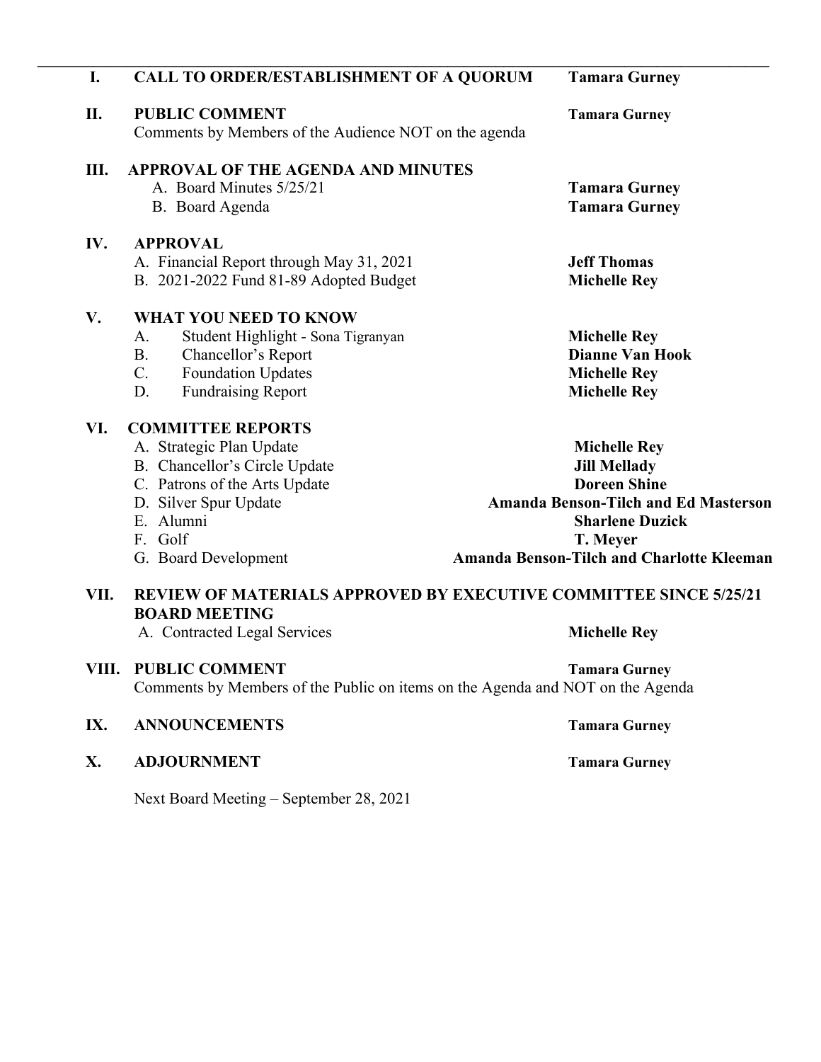| | | |
|---|---|---|
| **I.** | **CALL TO ORDER/ESTABLISHMENT OF A QUORUM** | **Tamara Gurney** |
| **II.** | **PUBLIC COMMENT**<br>Comments by Members of the Audience NOT on the agenda | **Tamara Gurney** |
| **III.** | **APPROVAL OF THE AGENDA AND MINUTES** | |
| | A. Board Minutes 5/25/21 | **Tamara Gurney** |
| | B. Board Agenda | **Tamara Gurney** |
| **IV.** | **APPROVAL** | |
| | A. Financial Report through May 31, 2021 | **Jeff Thomas** |
| | B. 2021-2022 Fund 81-89 Adopted Budget | **Michelle Rey** |
| **V.** | **WHAT YOU NEED TO KNOW** | |
| | A. Student Highlight - Sona Tigranyan | **Michelle Rey** |
| | B. Chancellor's Report | **Dianne Van Hook** |
| | C. Foundation Updates | **Michelle Rey** |
| | D. Fundraising Report | **Michelle Rey** |
| **VI.** | **COMMITTEE REPORTS** | |
| | A. Strategic Plan Update | **Michelle Rey** |
| | B. Chancellor's Circle Update | **Jill Mellady** |
| | C. Patrons of the Arts Update | **Doreen Shine** |
| | D. Silver Spur Update | **Amanda Benson-Tilch and Ed Masterson** |
| | E. Alumni | **Sharlene Duzick** |
| | F. Golf | **T. Meyer** |
| | G. Board Development | **Amanda Benson-Tilch and Charlotte Kleeman** |
| **VII.** | **REVIEW OF MATERIALS APPROVED BY EXECUTIVE COMMITTEE SINCE 5/25/21 BOARD MEETING** | |
| | A. Contracted Legal Services | **Michelle Rey** |
| **VIII.** | **PUBLIC COMMENT**<br>Comments by Members of the Public on items on the Agenda and NOT on the Agenda | **Tamara Gurney** |
| **IX.** | **ANNOUNCEMENTS** | **Tamara Gurney** |
| **X.** | **ADJOURNMENT** | **Tamara Gurney** |

Next Board Meeting – September 28, 2021